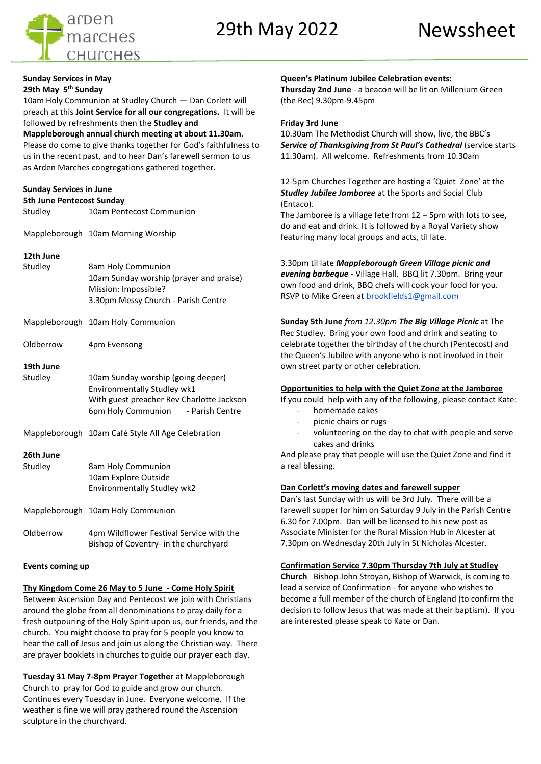arden marches churches

# 29th May 2022 Newssheet

**Sunday Services in May**

**29th May 5th Sunday**

10am Holy Communion at Studley Church — Dan Corlett will preach at this **Joint Service for all our congregations.** It will be followed by refreshments then the **Studley and Mappleborough annual church meeting at about 11.30am**. Please do come to give thanks together for God's faithfulness to us in the recent past, and to hear Dan's farewell sermon to us as Arden Marches congregations gathered together.

**Sunday Services in June**

**5th June Pentecost Sunday**

Studley — 10am Pentecost Communion

Mappleborough — 10am Morning Worship

**12th June**

Studley — 8am Holy Communion
10am Sunday worship (prayer and praise)
Mission: Impossible?
3.30pm Messy Church - Parish Centre

Mappleborough — 10am Holy Communion

Oldberrow — 4pm Evensong

**19th June**

Studley — 10am Sunday worship (going deeper)
Environmentally Studley wk1
With guest preacher Rev Charlotte Jackson
6pm Holy Communion - Parish Centre

Mappleborough — 10am Café Style All Age Celebration

**26th June**

Studley — 8am Holy Communion
10am Explore Outside
Environmentally Studley wk2

Mappleborough — 10am Holy Communion

Oldberrow — 4pm Wildflower Festival Service with the Bishop of Coventry- in the churchyard

**Events coming up**

**Thy Kingdom Come 26 May to 5 June - Come Holy Spirit**

Between Ascension Day and Pentecost we join with Christians around the globe from all denominations to pray daily for a fresh outpouring of the Holy Spirit upon us, our friends, and the church. You might choose to pray for 5 people you know to hear the call of Jesus and join us along the Christian way. There are prayer booklets in churches to guide our prayer each day.

**Tuesday 31 May 7-8pm Prayer Together** at Mappleborough Church to pray for God to guide and grow our church. Continues every Tuesday in June. Everyone welcome. If the weather is fine we will pray gathered round the Ascension sculpture in the churchyard.

**Queen's Platinum Jubilee Celebration events:**

**Thursday 2nd June** - a beacon will be lit on Millenium Green (the Rec) 9.30pm-9.45pm

**Friday 3rd June**

10.30am The Methodist Church will show, live, the BBC's ***Service of Thanksgiving from St Paul's Cathedral*** (service starts 11.30am). All welcome. Refreshments from 10.30am

12-5pm Churches Together are hosting a 'Quiet Zone' at the ***Studley Jubilee Jamboree*** at the Sports and Social Club (Entaco).

The Jamboree is a village fete from 12 – 5pm with lots to see, do and eat and drink. It is followed by a Royal Variety show featuring many local groups and acts, til late.

3.30pm til late ***Mappleborough Green Village picnic and evening barbeque*** - Village Hall. BBQ lit 7.30pm. Bring your own food and drink, BBQ chefs will cook your food for you. RSVP to Mike Green at brookfields1@gmail.com

**Sunday 5th June** *from 12.30pm* ***The Big Village Picnic*** at The Rec Studley. Bring your own food and drink and seating to celebrate together the birthday of the church (Pentecost) and the Queen's Jubilee with anyone who is not involved in their own street party or other celebration.

**Opportunities to help with the Quiet Zone at the Jamboree**

If you could help with any of the following, please contact Kate:

- homemade cakes
- picnic chairs or rugs
- volunteering on the day to chat with people and serve cakes and drinks

And please pray that people will use the Quiet Zone and find it a real blessing.

**Dan Corlett's moving dates and farewell supper**

Dan's last Sunday with us will be 3rd July. There will be a farewell supper for him on Saturday 9 July in the Parish Centre 6.30 for 7.00pm. Dan will be licensed to his new post as Associate Minister for the Rural Mission Hub in Alcester at 7.30pm on Wednesday 20th July in St Nicholas Alcester.

**Confirmation Service 7.30pm Thursday 7th July at Studley Church** Bishop John Stroyan, Bishop of Warwick, is coming to lead a service of Confirmation - for anyone who wishes to become a full member of the church of England (to confirm the decision to follow Jesus that was made at their baptism). If you are interested please speak to Kate or Dan.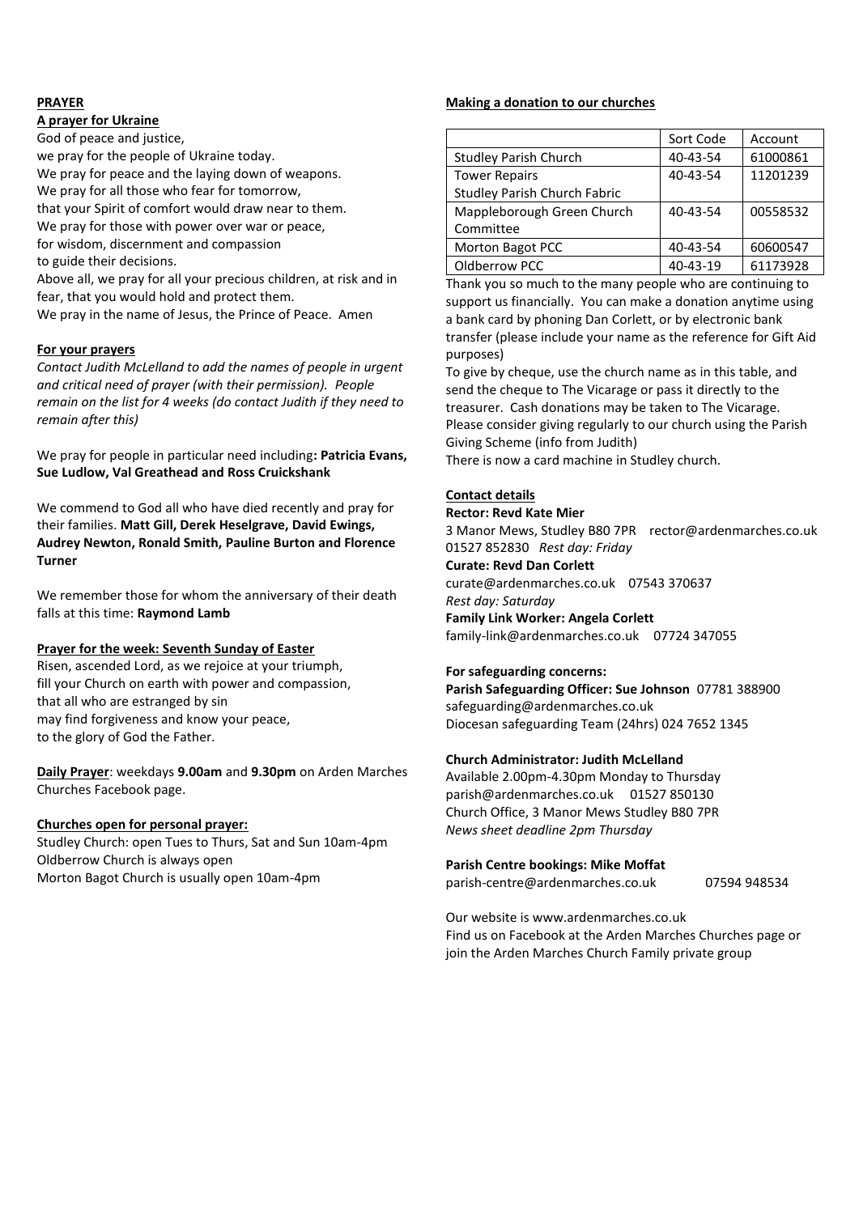**PRAYER**

**A prayer for Ukraine**

God of peace and justice,
we pray for the people of Ukraine today.
We pray for peace and the laying down of weapons.
We pray for all those who fear for tomorrow,
that your Spirit of comfort would draw near to them.
We pray for those with power over war or peace,
for wisdom, discernment and compassion
to guide their decisions.
Above all, we pray for all your precious children, at risk and in fear, that you would hold and protect them.
We pray in the name of Jesus, the Prince of Peace. Amen

**For your prayers**

*Contact Judith McLelland to add the names of people in urgent and critical need of prayer (with their permission). People remain on the list for 4 weeks (do contact Judith if they need to remain after this)*

We pray for people in particular need including**: Patricia Evans, Sue Ludlow, Val Greathead and Ross Cruickshank**

We commend to God all who have died recently and pray for their families. **Matt Gill, Derek Heselgrave, David Ewings, Audrey Newton, Ronald Smith, Pauline Burton and Florence Turner**

We remember those for whom the anniversary of their death falls at this time: **Raymond Lamb**

**Prayer for the week: Seventh Sunday of Easter**

Risen, ascended Lord, as we rejoice at your triumph,
fill your Church on earth with power and compassion,
that all who are estranged by sin
may find forgiveness and know your peace,
to the glory of God the Father.

**Daily Prayer**: weekdays **9.00am** and **9.30pm** on Arden Marches Churches Facebook page.

**Churches open for personal prayer:**

Studley Church: open Tues to Thurs, Sat and Sun 10am-4pm
Oldberrow Church is always open
Morton Bagot Church is usually open 10am-4pm

**Making a donation to our churches**

| | Sort Code | Account |
|---|---|---|
| Studley Parish Church | 40-43-54 | 61000861 |
| Tower Repairs Studley Parish Church Fabric | 40-43-54 | 11201239 |
| Mappleborough Green Church Committee | 40-43-54 | 00558532 |
| Morton Bagot PCC | 40-43-54 | 60600547 |
| Oldberrow PCC | 40-43-19 | 61173928 |

Thank you so much to the many people who are continuing to support us financially. You can make a donation anytime using a bank card by phoning Dan Corlett, or by electronic bank transfer (please include your name as the reference for Gift Aid purposes)

To give by cheque, use the church name as in this table, and send the cheque to The Vicarage or pass it directly to the treasurer. Cash donations may be taken to The Vicarage.
Please consider giving regularly to our church using the Parish Giving Scheme (info from Judith)
There is now a card machine in Studley church.

**Contact details**

**Rector: Revd Kate Mier**
3 Manor Mews, Studley B80 7PR rector@ardenmarches.co.uk
01527 852830 *Rest day: Friday*

**Curate: Revd Dan Corlett**
curate@ardenmarches.co.uk 07543 370637
*Rest day: Saturday*

**Family Link Worker: Angela Corlett**
family-link@ardenmarches.co.uk 07724 347055

**For safeguarding concerns:**

**Parish Safeguarding Officer: Sue Johnson** 07781 388900
safeguarding@ardenmarches.co.uk
Diocesan safeguarding Team (24hrs) 024 7652 1345

**Church Administrator: Judith McLelland**

Available 2.00pm-4.30pm Monday to Thursday
parish@ardenmarches.co.uk 01527 850130
Church Office, 3 Manor Mews Studley B80 7PR
*News sheet deadline 2pm Thursday*

**Parish Centre bookings: Mike Moffat**

parish-centre@ardenmarches.co.uk 07594 948534

Our website is www.ardenmarches.co.uk
Find us on Facebook at the Arden Marches Churches page or join the Arden Marches Church Family private group